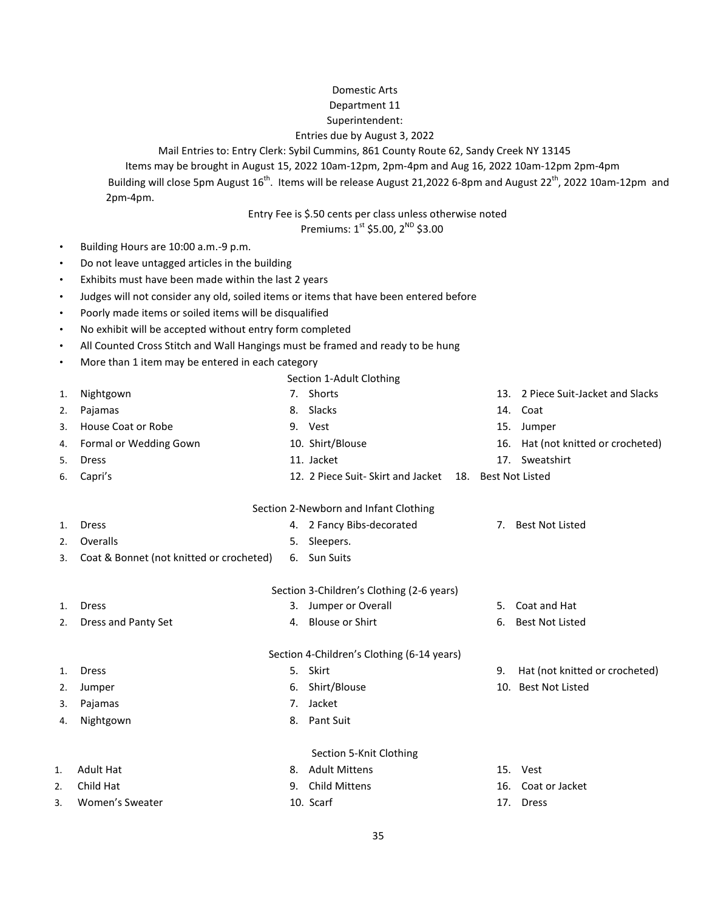# Domestic Arts

## Department 11

Superintendent:

Entries due by August 3, 2022

Mail Entries to: Entry Clerk: Sybil Cummins, 861 County Route 62, Sandy Creek NY 13145

Items may be brought in August 15, 2022 10am-12pm, 2pm-4pm and Aug 16, 2022 10am-12pm 2pm-4pm

Building will close 5pm August 16th. Items will be release August 21,2022 6-8pm and August 22nd, 2022 10am-12pm and 2pm-4pm.

Entry Fee is $.50 cents per class unless otherwise noted

Premiums: 1st $5.00, 2ND $3.00

- Building Hours are 10:00 a.m.-9 p.m.
- Do not leave untagged articles in the building
- Exhibits must have been made within the last 2 years
- Judges will not consider any old, soiled items or items that have been entered before
- Poorly made items or soiled items will be disqualified
- No exhibit will be accepted without entry form completed
- All Counted Cross Stitch and Wall Hangings must be framed and ready to be hung
- More than 1 item may be entered in each category

### Section 1-Adult Clothing

1. Nightgown
2. Pajamas
3. House Coat or Robe
4. Formal or Wedding Gown
5. Dress
6. Capri's
7. Shorts
8. Slacks
9. Vest
10. Shirt/Blouse
11. Jacket
12. 2 Piece Suit- Skirt and Jacket
13. 2 Piece Suit-Jacket and Slacks
14. Coat
15. Jumper
16. Hat (not knitted or crocheted)
17. Sweatshirt
18. Best Not Listed

### Section 2-Newborn and Infant Clothing

1. Dress
2. Overalls
3. Coat & Bonnet (not knitted or crocheted)
4. 2 Fancy Bibs-decorated
5. Sleepers.
6. Sun Suits
7. Best Not Listed

### Section 3-Children's Clothing (2-6 years)

1. Dress
2. Dress and Panty Set
3. Jumper or Overall
4. Blouse or Shirt
5. Coat and Hat
6. Best Not Listed

### Section 4-Children's Clothing (6-14 years)

1. Dress
2. Jumper
3. Pajamas
4. Nightgown
5. Skirt
6. Shirt/Blouse
7. Jacket
8. Pant Suit
9. Hat (not knitted or crocheted)
10. Best Not Listed

### Section 5-Knit Clothing

1. Adult Hat
2. Child Hat
3. Women's Sweater
8. Adult Mittens
9. Child Mittens
10. Scarf
15. Vest
16. Coat or Jacket
17. Dress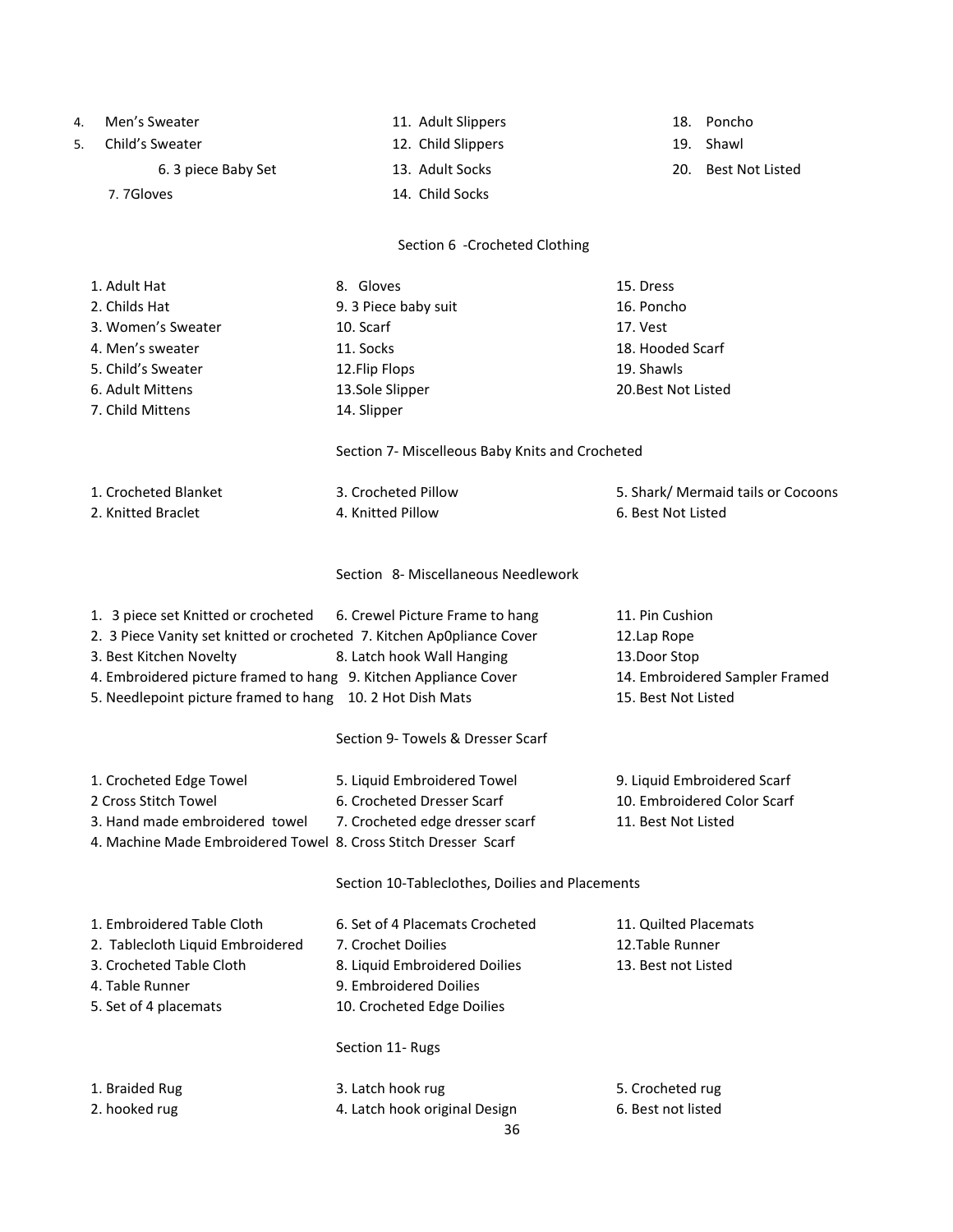4. Men's Sweater
5. Child's Sweater
6. 3 piece Baby Set
7. 7Gloves
11. Adult Slippers
12. Child Slippers
13. Adult Socks
14. Child Socks
18. Poncho
19. Shawl
20. Best Not Listed

## Section 6 -Crocheted Clothing

1. Adult Hat
2. Childs Hat
3. Women's Sweater
4. Men's sweater
5. Child's Sweater
6. Adult Mittens
7. Child Mittens
8. Gloves
9. 3 Piece baby suit
10. Scarf
11. Socks
12. Flip Flops
13. Sole Slipper
14. Slipper
15. Dress
16. Poncho
17. Vest
18. Hooded Scarf
19. Shawls
20. Best Not Listed

## Section 7- Miscelleous Baby Knits and Crocheted

1. Crocheted Blanket
2. Knitted Braclet
3. Crocheted Pillow
4. Knitted Pillow
5. Shark/ Mermaid tails or Cocoons
6. Best Not Listed

## Section 8- Miscellaneous Needlework

1. 3 piece set Knitted or crocheted
2. 3 Piece Vanity set knitted or crocheted
3. Best Kitchen Novelty
4. Embroidered picture framed to hang
5. Needlepoint picture framed to hang
6. Crewel Picture Frame to hang
7. Kitchen Ap0pliance Cover
8. Latch hook Wall Hanging
9. Kitchen Appliance Cover
10. 2 Hot Dish Mats
11. Pin Cushion
12. Lap Rope
13. Door Stop
14. Embroidered Sampler Framed
15. Best Not Listed

## Section 9- Towels & Dresser Scarf

1. Crocheted Edge Towel
2. Cross Stitch Towel
3. Hand made embroidered towel
4. Machine Made Embroidered Towel
5. Liquid Embroidered Towel
6. Crocheted Dresser Scarf
7. Crocheted edge dresser scarf
8. Cross Stitch Dresser Scarf
9. Liquid Embroidered Scarf
10. Embroidered Color Scarf
11. Best Not Listed

## Section 10-Tableclothes, Doilies and Placements

1. Embroidered Table Cloth
2. Tablecloth Liquid Embroidered
3. Crocheted Table Cloth
4. Table Runner
5. Set of 4 placemats
6. Set of 4 Placemats Crocheted
7. Crochet Doilies
8. Liquid Embroidered Doilies
9. Embroidered Doilies
10. Crocheted Edge Doilies
11. Quilted Placemats
12. Table Runner
13. Best not Listed

## Section 11- Rugs

1. Braided Rug
2. hooked rug
3. Latch hook rug
4. Latch hook original Design
5. Crocheted rug
6. Best not listed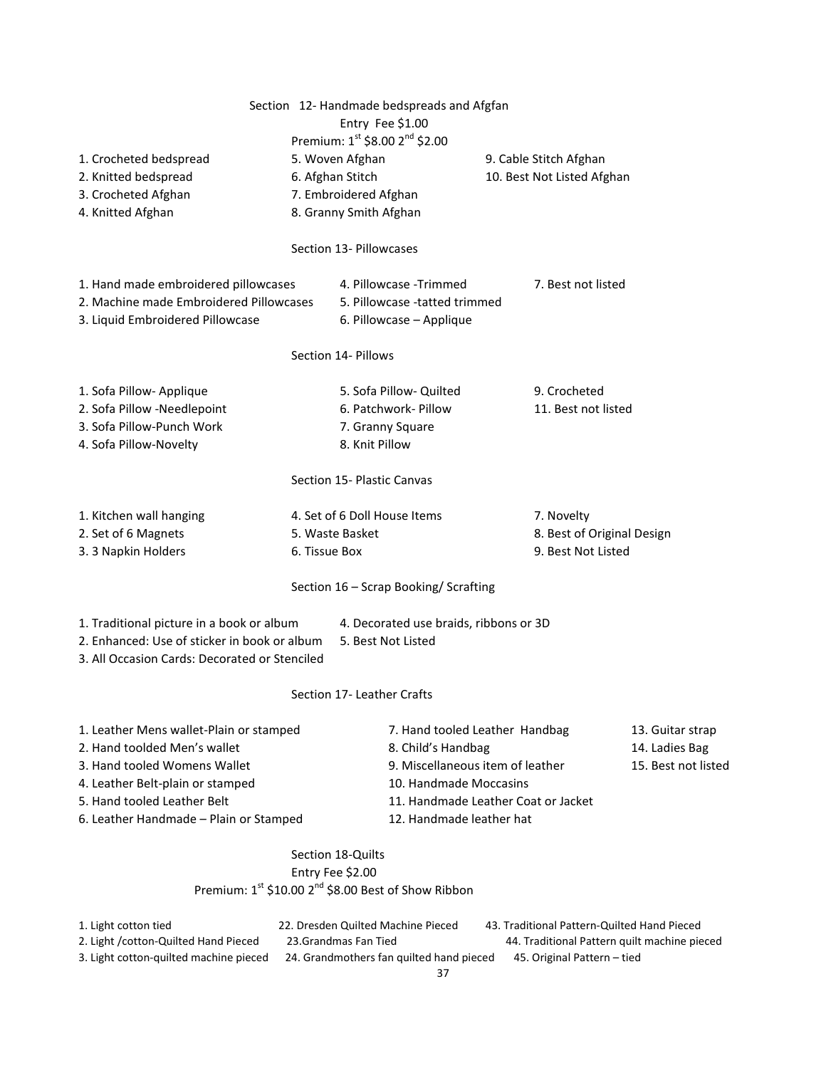## Section 12- Handmade bedspreads and Afgfan

Entry Fee $1.00

Premium: 1st $8.00 2nd $2.00

1. Crocheted bedspread
2. Knitted bedspread
3. Crocheted Afghan
4. Knitted Afghan
5. Woven Afghan
6. Afghan Stitch
7. Embroidered Afghan
8. Granny Smith Afghan
9. Cable Stitch Afghan
10. Best Not Listed Afghan

## Section 13- Pillowcases

1. Hand made embroidered pillowcases
2. Machine made Embroidered Pillowcases
3. Liquid Embroidered Pillowcase
4. Pillowcase -Trimmed
5. Pillowcase -tatted trimmed
6. Pillowcase – Applique
7. Best not listed

## Section 14- Pillows

1. Sofa Pillow- Applique
2. Sofa Pillow -Needlepoint
3. Sofa Pillow-Punch Work
4. Sofa Pillow-Novelty
5. Sofa Pillow- Quilted
6. Patchwork- Pillow
7. Granny Square
8. Knit Pillow
9. Crocheted
11. Best not listed

## Section 15- Plastic Canvas

1. Kitchen wall hanging
2. Set of 6 Magnets
3. 3 Napkin Holders
4. Set of 6 Doll House Items
5. Waste Basket
6. Tissue Box
7. Novelty
8. Best of Original Design
9. Best Not Listed

## Section 16 – Scrap Booking/ Scrafting

1. Traditional picture in a book or album
2. Enhanced: Use of sticker in book or album
3. All Occasion Cards: Decorated or Stenciled
4. Decorated use braids, ribbons or 3D
5. Best Not Listed

## Section 17- Leather Crafts

1. Leather Mens wallet-Plain or stamped
2. Hand tooldled Men's wallet
3. Hand tooled Womens Wallet
4. Leather Belt-plain or stamped
5. Hand tooled Leather Belt
6. Leather Handmade – Plain or Stamped
7. Hand tooled Leather Handbag
8. Child's Handbag
9. Miscellaneous item of leather
10. Handmade Moccasins
11. Handmade Leather Coat or Jacket
12. Handmade leather hat
13. Guitar strap
14. Ladies Bag
15. Best not listed

## Section 18-Quilts

Entry Fee $2.00

Premium: 1st $10.00 2nd $8.00 Best of Show Ribbon

1. Light cotton tied
2. Light /cotton-Quilted Hand Pieced
3. Light cotton-quilted machine pieced

22. Dresden Quilted Machine Pieced
23. Grandmas Fan Tied
24. Grandmothers fan quilted hand pieced

43. Traditional Pattern-Quilted Hand Pieced
44. Traditional Pattern quilt machine pieced
45. Original Pattern – tied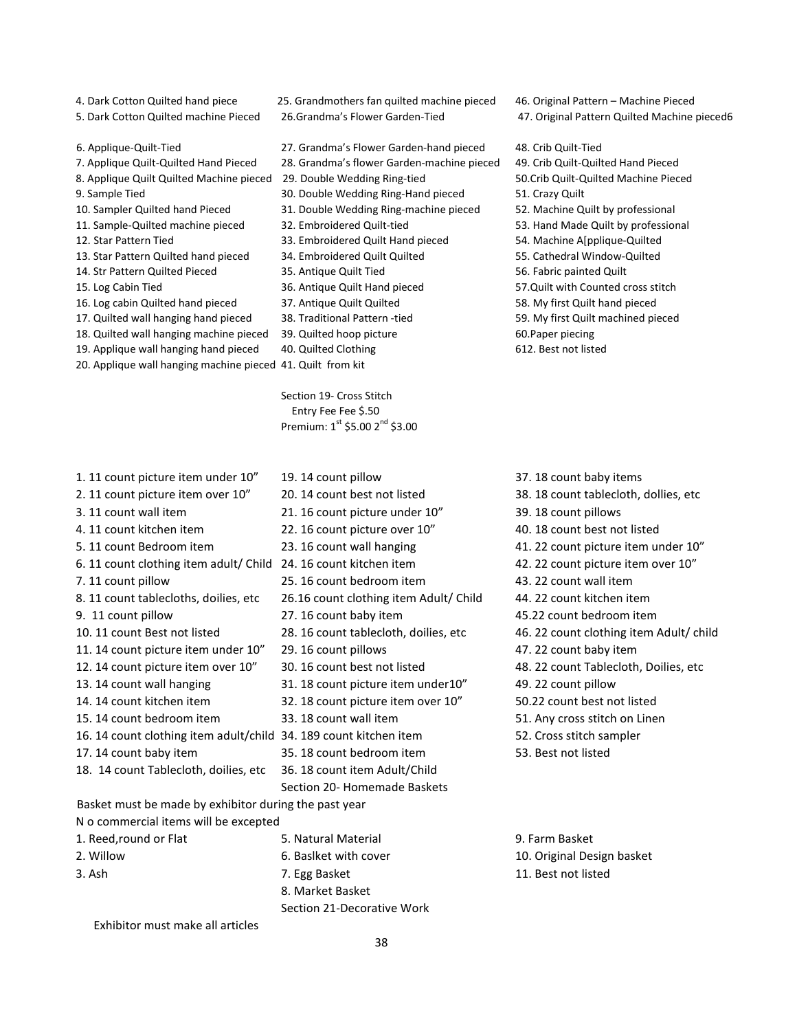4. Dark Cotton Quilted hand piece
5. Dark Cotton Quilted machine Pieced

6. Applique-Quilt-Tied
7. Applique Quilt-Quilted Hand Pieced
8. Applique Quilt Quilted Machine pieced
9. Sample Tied
10. Sampler Quilted hand Pieced
11. Sample-Quilted machine pieced
12. Star Pattern Tied
13. Star Pattern Quilted hand pieced
14. Str Pattern Quilted Pieced
15. Log Cabin Tied
16. Log cabin Quilted hand pieced
17. Quilted wall hanging hand pieced
18. Quilted wall hanging machine pieced
19. Applique wall hanging hand pieced
20. Applique wall hanging machine pieced
25. Grandmothers fan quilted machine pieced
26.Grandma's Flower Garden-Tied

27. Grandma's Flower Garden-hand pieced
28. Grandma's flower Garden-machine pieced
29. Double Wedding Ring-tied
30. Double Wedding Ring-Hand pieced
31. Double Wedding Ring-machine pieced
32. Embroidered Quilt-tied
33. Embroidered Quilt Hand pieced
34. Embroidered Quilt Quilted
35. Antique Quilt Tied
36. Antique Quilt Hand pieced
37. Antique Quilt Quilted
38. Traditional Pattern -tied
39. Quilted hoop picture
40. Quilted Clothing
41. Quilt from kit
46. Original Pattern – Machine Pieced
47. Original Pattern Quilted Machine pieced6

48. Crib Quilt-Tied
49. Crib Quilt-Quilted Hand Pieced
50.Crib Quilt-Quilted Machine Pieced
51. Crazy Quilt
52. Machine Quilt by professional
53. Hand Made Quilt by professional
54. Machine A[pplique-Quilted
55. Cathedral Window-Quilted
56. Fabric painted Quilt
57.Quilt with Counted cross stitch
58. My first Quilt hand pieced
59. My first Quilt machined pieced
60.Paper piecing
612. Best not listed

## Section 19- Cross Stitch

Entry Fee Fee $.50
Premium: 1st $5.00 2nd $3.00

1. 11 count picture item under 10"
2. 11 count picture item over 10"
3. 11 count wall item
4. 11 count kitchen item
5. 11 count Bedroom item
6. 11 count clothing item adult/ Child
7. 11 count pillow
8. 11 count tablecloths, doilies, etc
9. 11 count pillow
10. 11 count Best not listed
11. 14 count picture item under 10"
12. 14 count picture item over 10"
13. 14 count wall hanging
14. 14 count kitchen item
15. 14 count bedroom item
16. 14 count clothing item adult/child
17. 14 count baby item
18. 14 count Tablecloth, doilies, etc
19. 14 count pillow
20. 14 count best not listed
21. 16 count picture under 10"
22. 16 count picture over 10"
23. 16 count wall hanging
24. 16 count kitchen item
25. 16 count bedroom item
26.16 count clothing item Adult/ Child
27. 16 count baby item
28. 16 count tablecloth, doilies, etc
29. 16 count pillows
30. 16 count best not listed
31. 18 count picture item under10"
32. 18 count picture item over 10"
33. 18 count wall item
34. 189 count kitchen item
35. 18 count bedroom item
36. 18 count item Adult/Child
37. 18 count baby items
38. 18 count tablecloth, dollies, etc
39. 18 count pillows
40. 18 count best not listed
41. 22 count picture item under 10"
42. 22 count picture item over 10"
43. 22 count wall item
44. 22 count kitchen item
45.22 count bedroom item
46. 22 count clothing item Adult/ child
47. 22 count baby item
48. 22 count Tablecloth, Doilies, etc
49. 22 count pillow
50.22 count best not listed
51. Any cross stitch on Linen
52. Cross stitch sampler
53. Best not listed

## Section 20- Homemade Baskets

Basket must be made by exhibitor during the past year
N o commercial items will be excepted

1. Reed,round or Flat
2. Willow
3. Ash
5. Natural Material
6. Baslket with cover
7. Egg Basket
8. Market Basket
9. Farm Basket
10. Original Design basket
11. Best not listed

## Section 21-Decorative Work

Exhibitor must make all articles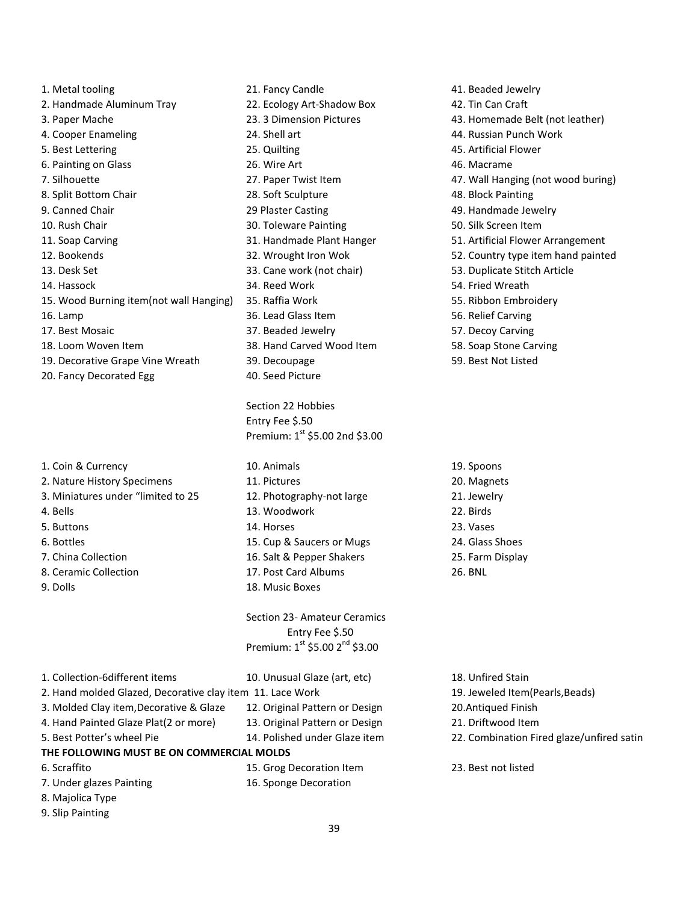1. Metal tooling
2. Handmade Aluminum Tray
3. Paper Mache
4. Cooper Enameling
5. Best Lettering
6. Painting on Glass
7. Silhouette
8. Split Bottom Chair
9. Canned Chair
10. Rush Chair
11. Soap Carving
12. Bookends
13. Desk Set
14. Hassock
15. Wood Burning item(not wall Hanging)
16. Lamp
17. Best Mosaic
18. Loom Woven Item
19. Decorative Grape Vine Wreath
20. Fancy Decorated Egg
21. Fancy Candle
22. Ecology Art-Shadow Box
23. 3 Dimension Pictures
24. Shell art
25. Quilting
26. Wire Art
27. Paper Twist Item
28. Soft Sculpture
29 Plaster Casting
30. Toleware Painting
31. Handmade Plant Hanger
32. Wrought Iron Wok
33. Cane work (not chair)
34. Reed Work
35. Raffia Work
36. Lead Glass Item
37. Beaded Jewelry
38. Hand Carved Wood Item
39. Decoupage
40. Seed Picture
41. Beaded Jewelry
42. Tin Can Craft
43. Homemade Belt (not leather)
44. Russian Punch Work
45. Artificial Flower
46. Macrame
47. Wall Hanging (not wood buring)
48. Block Painting
49. Handmade Jewelry
50. Silk Screen Item
51. Artificial Flower Arrangement
52. Country type item hand painted
53. Duplicate Stitch Article
54. Fried Wreath
55. Ribbon Embroidery
56. Relief Carving
57. Decoy Carving
58. Soap Stone Carving
59. Best Not Listed

Section 22 Hobbies
Entry Fee $.50
Premium: 1st $5.00 2nd $3.00

1. Coin & Currency
2. Nature History Specimens
3. Miniatures under "limited to 25
4. Bells
5. Buttons
6. Bottles
7. China Collection
8. Ceramic Collection
9. Dolls
10. Animals
11. Pictures
12. Photography-not large
13. Woodwork
14. Horses
15. Cup & Saucers or Mugs
16. Salt & Pepper Shakers
17. Post Card Albums
18. Music Boxes
19. Spoons
20. Magnets
21. Jewelry
22. Birds
23. Vases
24. Glass Shoes
25. Farm Display
26. BNL

Section 23- Amateur Ceramics
Entry Fee $.50
Premium: 1st $5.00 2nd $3.00

1. Collection-6different items
2. Hand molded Glazed, Decorative clay item
3. Molded Clay item,Decorative & Glaze
4. Hand Painted Glaze Plat(2 or more)
5. Best Potter's wheel Pie

**THE FOLLOWING MUST BE ON COMMERCIAL MOLDS**

6. Scraffito
7. Under glazes Painting
8. Majolica Type
9. Slip Painting
10. Unusual Glaze (art, etc)
11. Lace Work
12. Original Pattern or Design
13. Original Pattern or Design
14. Polished under Glaze item
15. Grog Decoration Item
16. Sponge Decoration
18. Unfired Stain
19. Jeweled Item(Pearls,Beads)
20. Antiqued Finish
21. Driftwood Item
22. Combination Fired glaze/unfired satin
23. Best not listed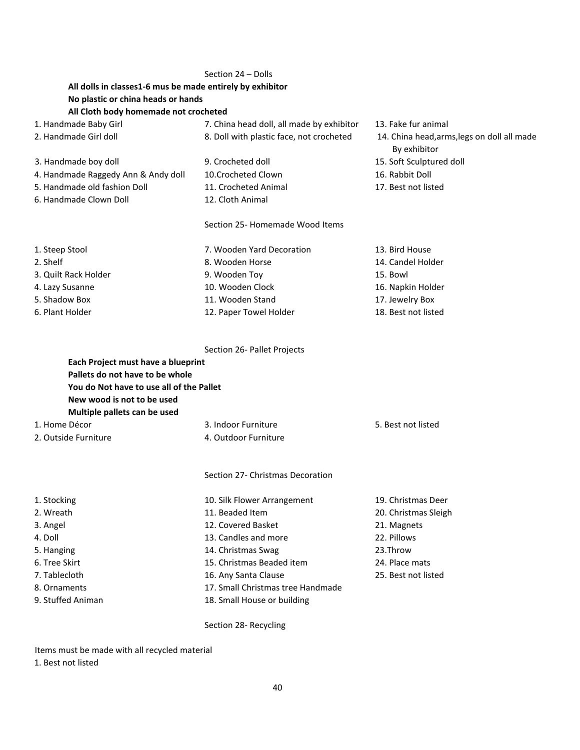## Section 24 – Dolls

**All dolls in classes1-6 mus be made entirely by exhibitor**
**No plastic or china heads or hands**
**All Cloth body homemade not crocheted**

1. Handmade Baby Girl
2. Handmade Girl doll
3. Handmade boy doll
4. Handmade Raggedy Ann & Andy doll
5. Handmade old fashion Doll
6. Handmade Clown Doll
7. China head doll, all made by exhibitor
8. Doll with plastic face, not crocheted
9. Crocheted doll
10. Crocheted Clown
11. Crocheted Animal
12. Cloth Animal
13. Fake fur animal
14. China head,arms,legs on doll all made By exhibitor
15. Soft Sculptured doll
16. Rabbit Doll
17. Best not listed

## Section 25- Homemade Wood Items

1. Steep Stool
2. Shelf
3. Quilt Rack Holder
4. Lazy Susanne
5. Shadow Box
6. Plant Holder
7. Wooden Yard Decoration
8. Wooden Horse
9. Wooden Toy
10. Wooden Clock
11. Wooden Stand
12. Paper Towel Holder
13. Bird House
14. Candel Holder
15. Bowl
16. Napkin Holder
17. Jewelry Box
18. Best not listed

## Section 26- Pallet Projects

**Each Project must have a blueprint**
**Pallets do not have to be whole**
**You do Not have to use all of the Pallet**
**New wood is not to be used**
**Multiple pallets can be used**

1. Home Décor
2. Outside Furniture
3. Indoor Furniture
4. Outdoor Furniture
5. Best not listed

## Section 27- Christmas Decoration

1. Stocking
2. Wreath
3. Angel
4. Doll
5. Hanging
6. Tree Skirt
7. Tablecloth
8. Ornaments
9. Stuffed Animan
10. Silk Flower Arrangement
11. Beaded Item
12. Covered Basket
13. Candles and more
14. Christmas Swag
15. Christmas Beaded item
16. Any Santa Clause
17. Small Christmas tree Handmade
18. Small House or building
19. Christmas Deer
20. Christmas Sleigh
21. Magnets
22. Pillows
23. Throw
24. Place mats
25. Best not listed

## Section 28- Recycling

Items must be made with all recycled material

1. Best not listed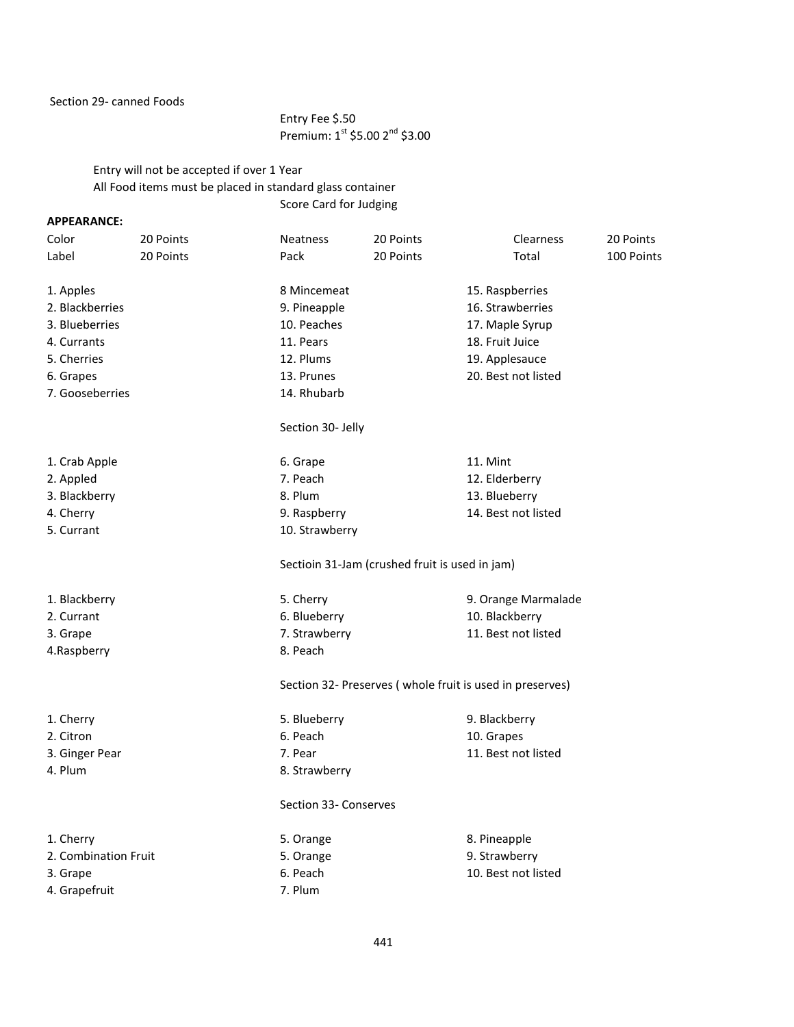Section 29- canned Foods

Entry Fee $.50
Premium: 1st $5.00 2nd $3.00

Entry will not be accepted if over 1 Year
All Food items must be placed in standard glass container

Score Card for Judging

**APPEARANCE:**

| | | | | | |
|---|---|---|---|---|---|
| Color | 20 Points | Neatness | 20 Points | Clearness | 20 Points |
| Label | 20 Points | Pack | 20 Points | Total | 100 Points |

1. Apples
2. Blackberries
3. Blueberries
4. Currants
5. Cherries
6. Grapes
7. Gooseberries
8 Mincemeat
9. Pineapple
10. Peaches
11. Pears
12. Plums
13. Prunes
14. Rhubarb
15. Raspberries
16. Strawberries
17. Maple Syrup
18. Fruit Juice
19. Applesauce
20. Best not listed

Section 30- Jelly

1. Crab Apple
2. Appled
3. Blackberry
4. Cherry
5. Currant
6. Grape
7. Peach
8. Plum
9. Raspberry
10. Strawberry
11. Mint
12. Elderberry
13. Blueberry
14. Best not listed

Sectioin 31-Jam (crushed fruit is used in jam)

1. Blackberry
2. Currant
3. Grape
4.Raspberry
5. Cherry
6. Blueberry
7. Strawberry
8. Peach
9. Orange Marmalade
10. Blackberry
11. Best not listed

Section 32- Preserves ( whole fruit is used in preserves)

1. Cherry
2. Citron
3. Ginger Pear
4. Plum
5. Blueberry
6. Peach
7. Pear
8. Strawberry
9. Blackberry
10. Grapes
11. Best not listed

Section 33- Conserves

1. Cherry
2. Combination Fruit
3. Grape
4. Grapefruit
5. Orange
5. Orange
6. Peach
7. Plum
8. Pineapple
9. Strawberry
10. Best not listed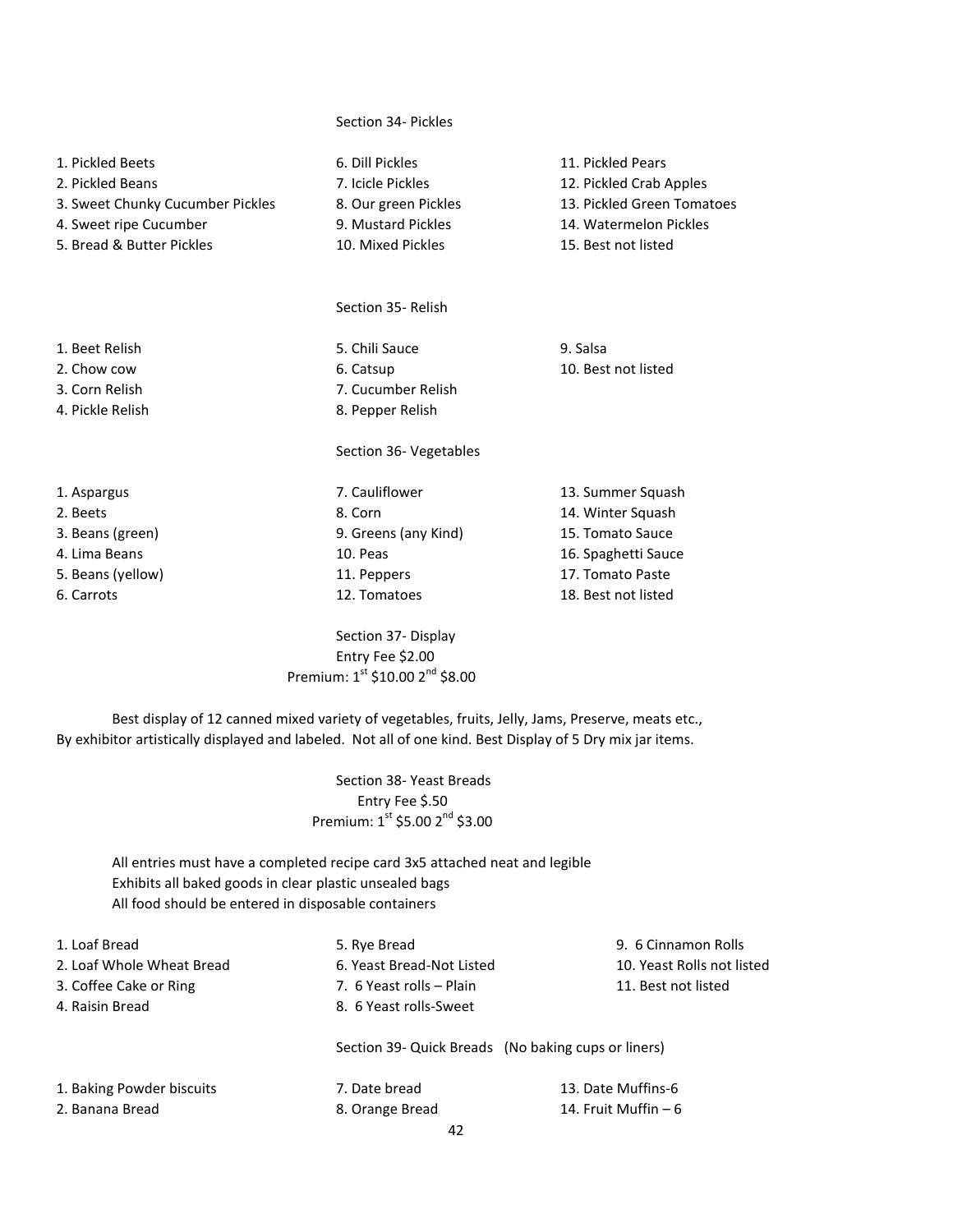## Section 34- Pickles

1. Pickled Beets
2. Pickled Beans
3. Sweet Chunky Cucumber Pickles
4. Sweet ripe Cucumber
5. Bread & Butter Pickles
6. Dill Pickles
7. Icicle Pickles
8. Our green Pickles
9. Mustard Pickles
10. Mixed Pickles
11. Pickled Pears
12. Pickled Crab Apples
13. Pickled Green Tomatoes
14. Watermelon Pickles
15. Best not listed

## Section 35- Relish

1. Beet Relish
2. Chow cow
3. Corn Relish
4. Pickle Relish
5. Chili Sauce
6. Catsup
7. Cucumber Relish
8. Pepper Relish
9. Salsa
10. Best not listed

## Section 36- Vegetables

1. Aspargus
2. Beets
3. Beans (green)
4. Lima Beans
5. Beans (yellow)
6. Carrots
7. Cauliflower
8. Corn
9. Greens (any Kind)
10. Peas
11. Peppers
12. Tomatoes
13. Summer Squash
14. Winter Squash
15. Tomato Sauce
16. Spaghetti Sauce
17. Tomato Paste
18. Best not listed

## Section 37- Display

Entry Fee $2.00

Premium: 1st $10.00 2nd $8.00

Best display of 12 canned mixed variety of vegetables, fruits, Jelly, Jams, Preserve, meats etc., By exhibitor artistically displayed and labeled. Not all of one kind. Best Display of 5 Dry mix jar items.

## Section 38- Yeast Breads

Entry Fee $.50

Premium: 1st $5.00 2nd $3.00

All entries must have a completed recipe card 3x5 attached neat and legible
Exhibits all baked goods in clear plastic unsealed bags
All food should be entered in disposable containers

1. Loaf Bread
2. Loaf Whole Wheat Bread
3. Coffee Cake or Ring
4. Raisin Bread
5. Rye Bread
6. Yeast Bread-Not Listed
7. 6 Yeast rolls – Plain
8. 6 Yeast rolls-Sweet
9. 6 Cinnamon Rolls
10. Yeast Rolls not listed
11. Best not listed

## Section 39- Quick Breads (No baking cups or liners)

1. Baking Powder biscuits
2. Banana Bread
7. Date bread
8. Orange Bread
13. Date Muffins-6
14. Fruit Muffin – 6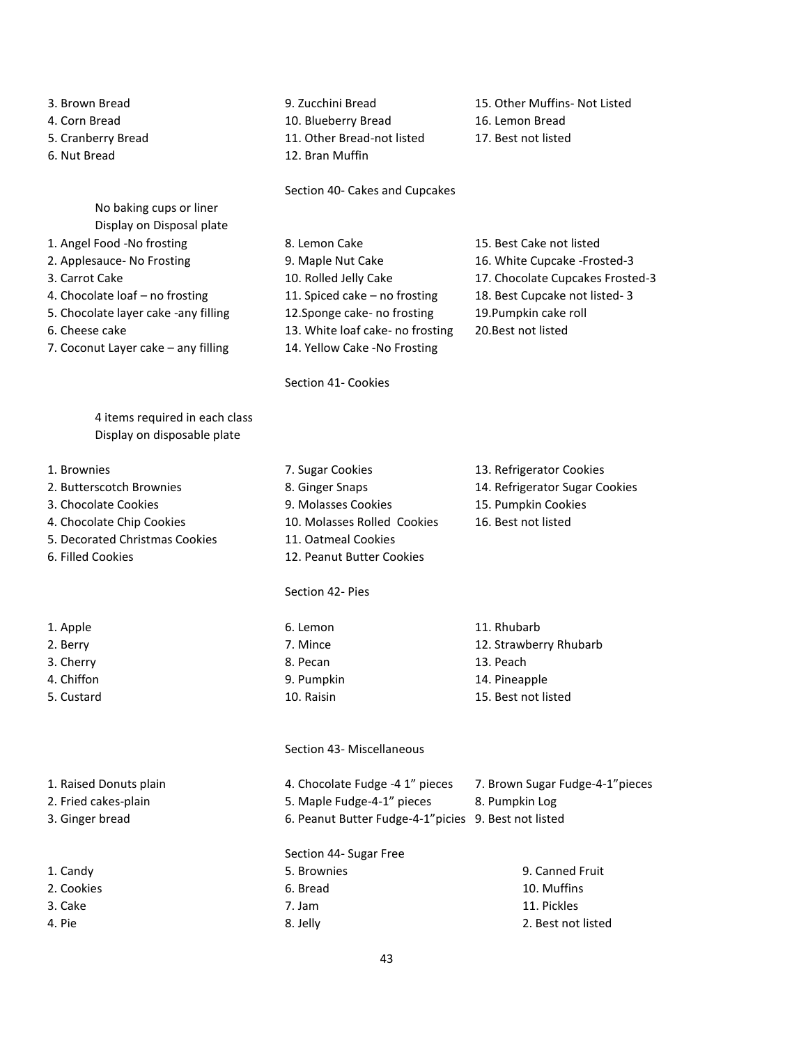3. Brown Bread
4. Corn Bread
5. Cranberry Bread
6. Nut Bread
9. Zucchini Bread
10. Blueberry Bread
11. Other Bread-not listed
12. Bran Muffin
15. Other Muffins- Not Listed
16. Lemon Bread
17. Best not listed

## Section 40- Cakes and Cupcakes

No baking cups or liner
Display on Disposal plate

1. Angel Food -No frosting
2. Applesauce- No Frosting
3. Carrot Cake
4. Chocolate loaf – no frosting
5. Chocolate layer cake -any filling
6. Cheese cake
7. Coconut Layer cake – any filling
8. Lemon Cake
9. Maple Nut Cake
10. Rolled Jelly Cake
11. Spiced cake – no frosting
12. Sponge cake- no frosting
13. White loaf cake- no frosting
14. Yellow Cake -No Frosting
15. Best Cake not listed
16. White Cupcake -Frosted-3
17. Chocolate Cupcakes Frosted-3
18. Best Cupcake not listed- 3
19. Pumpkin cake roll
20. Best not listed

## Section 41- Cookies

4 items required in each class
Display on disposable plate

1. Brownies
2. Butterscotch Brownies
3. Chocolate Cookies
4. Chocolate Chip Cookies
5. Decorated Christmas Cookies
6. Filled Cookies
7. Sugar Cookies
8. Ginger Snaps
9. Molasses Cookies
10. Molasses Rolled Cookies
11. Oatmeal Cookies
12. Peanut Butter Cookies
13. Refrigerator Cookies
14. Refrigerator Sugar Cookies
15. Pumpkin Cookies
16. Best not listed

## Section 42- Pies

1. Apple
2. Berry
3. Cherry
4. Chiffon
5. Custard
6. Lemon
7. Mince
8. Pecan
9. Pumpkin
10. Raisin
11. Rhubarb
12. Strawberry Rhubarb
13. Peach
14. Pineapple
15. Best not listed

## Section 43- Miscellaneous

1. Raised Donuts plain
2. Fried cakes-plain
3. Ginger bread
4. Chocolate Fudge -4 1" pieces
5. Maple Fudge-4-1" pieces
6. Peanut Butter Fudge-4-1"picies
7. Brown Sugar Fudge-4-1"pieces
8. Pumpkin Log
9. Best not listed

## Section 44- Sugar Free

1. Candy
2. Cookies
3. Cake
4. Pie
5. Brownies
6. Bread
7. Jam
8. Jelly
9. Canned Fruit
10. Muffins
11. Pickles
2. Best not listed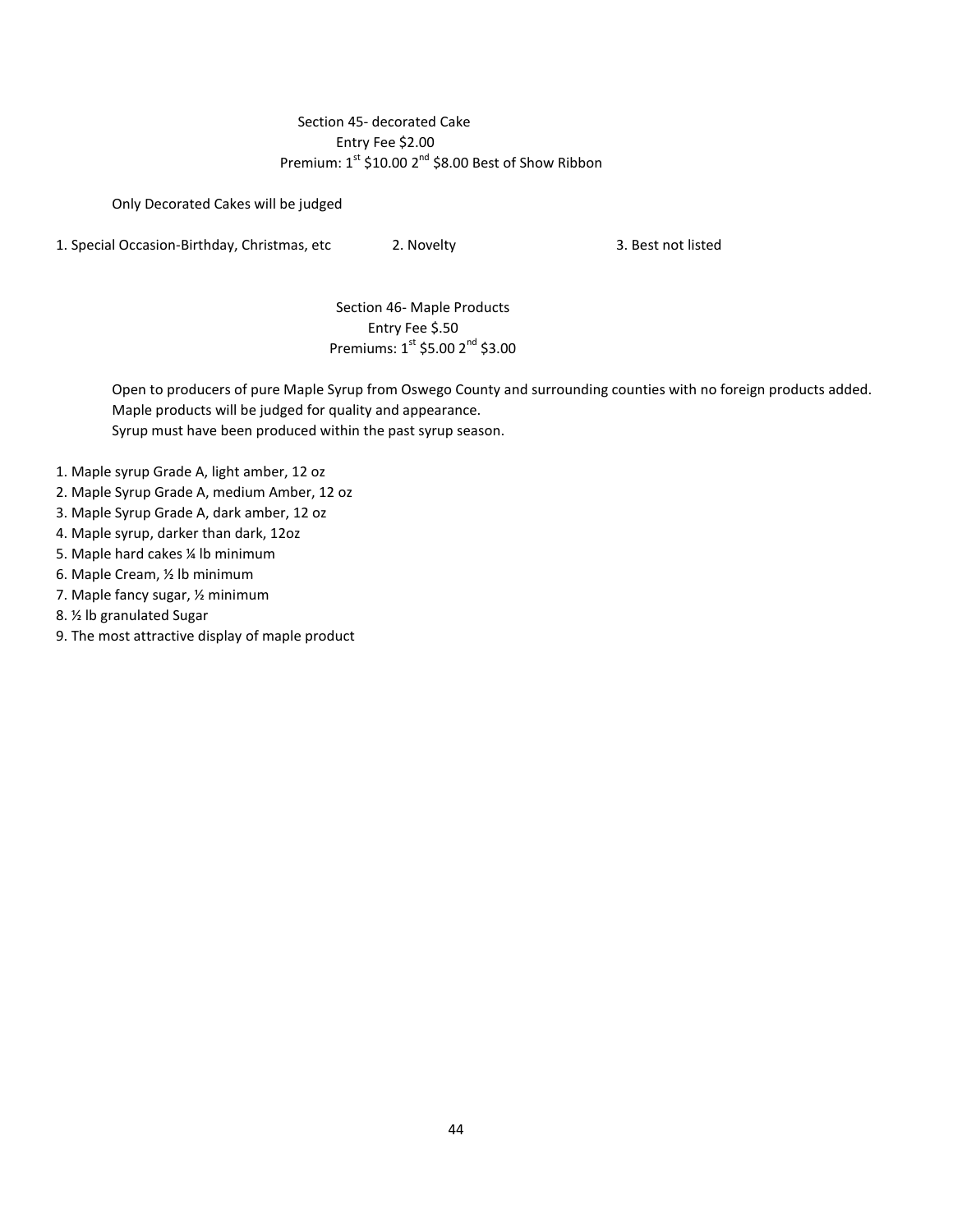## Section 45- decorated Cake

Entry Fee $2.00

Premium: 1st $10.00 2nd $8.00 Best of Show Ribbon

Only Decorated Cakes will be judged

1. Special Occasion-Birthday, Christmas, etc
2. Novelty
3. Best not listed

## Section 46- Maple Products

Entry Fee $.50

Premiums: 1st $5.00 2nd $3.00

Open to producers of pure Maple Syrup from Oswego County and surrounding counties with no foreign products added.
Maple products will be judged for quality and appearance.
Syrup must have been produced within the past syrup season.

1. Maple syrup Grade A, light amber, 12 oz
2. Maple Syrup Grade A, medium Amber, 12 oz
3. Maple Syrup Grade A, dark amber, 12 oz
4. Maple syrup, darker than dark, 12oz
5. Maple hard cakes ¼ lb minimum
6. Maple Cream, ½ lb minimum
7. Maple fancy sugar, ½ minimum
8. ½ lb granulated Sugar
9. The most attractive display of maple product